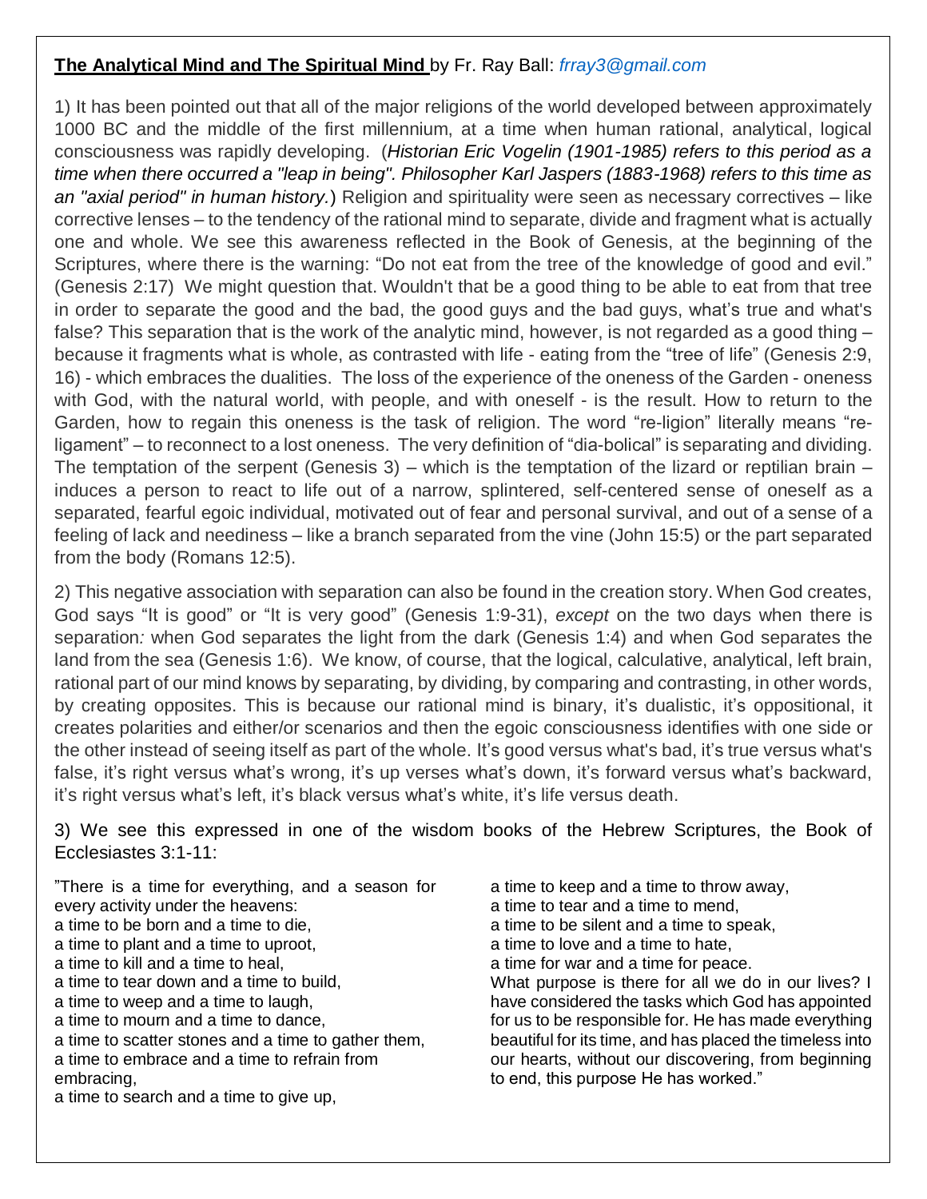**The Analytical Mind and The Spiritual Mind** by Fr. Ray Ball: *frray3@gmail.com*

1) It has been pointed out that all of the major religions of the world developed between approximately 1000 BC and the middle of the first millennium, at a time when human rational, analytical, logical consciousness was rapidly developing. (*Historian Eric Vogelin (1901-1985) refers to this period as a time when there occurred a "leap in being". Philosopher Karl Jaspers (1883-1968) refers to this time as an "axial period" in human history.*) Religion and spirituality were seen as necessary correctives – like corrective lenses – to the tendency of the rational mind to separate, divide and fragment what is actually one and whole. We see this awareness reflected in the Book of Genesis, at the beginning of the Scriptures, where there is the warning: "Do not eat from the tree of the knowledge of good and evil." (Genesis 2:17) We might question that. Wouldn't that be a good thing to be able to eat from that tree in order to separate the good and the bad, the good guys and the bad guys, what's true and what's false? This separation that is the work of the analytic mind, however, is not regarded as a good thing – because it fragments what is whole, as contrasted with life - eating from the "tree of life" (Genesis 2:9, 16) - which embraces the dualities. The loss of the experience of the oneness of the Garden - oneness with God, with the natural world, with people, and with oneself - is the result. How to return to the Garden, how to regain this oneness is the task of religion. The word "re-ligion" literally means "re-ligament" – to reconnect to a lost oneness. The very definition of "dia-bolical" is separating and dividing. The temptation of the serpent (Genesis 3) – which is the temptation of the lizard or reptilian brain – induces a person to react to life out of a narrow, splintered, self-centered sense of oneself as a separated, fearful egoic individual, motivated out of fear and personal survival, and out of a sense of a feeling of lack and neediness – like a branch separated from the vine (John 15:5) or the part separated from the body (Romans 12:5).

2) This negative association with separation can also be found in the creation story. When God creates, God says "It is good" or "It is very good" (Genesis 1:9-31), *except* on the two days when there is separation: when God separates the light from the dark (Genesis 1:4) and when God separates the land from the sea (Genesis 1:6). We know, of course, that the logical, calculative, analytical, left brain, rational part of our mind knows by separating, by dividing, by comparing and contrasting, in other words, by creating opposites. This is because our rational mind is binary, it's dualistic, it's oppositional, it creates polarities and either/or scenarios and then the egoic consciousness identifies with one side or the other instead of seeing itself as part of the whole. It's good versus what's bad, it's true versus what's false, it's right versus what's wrong, it's up verses what's down, it's forward versus what's backward, it's right versus what's left, it's black versus what's white, it's life versus death.

3) We see this expressed in one of the wisdom books of the Hebrew Scriptures, the Book of Ecclesiastes 3:1-11:

"There is a time for everything, and a season for every activity under the heavens:
a time to be born and a time to die,
a time to plant and a time to uproot,
a time to kill and a time to heal,
a time to tear down and a time to build,
a time to weep and a time to laugh,
a time to mourn and a time to dance,
a time to scatter stones and a time to gather them,
a time to embrace and a time to refrain from embracing,
a time to search and a time to give up,
a time to keep and a time to throw away,
a time to tear and a time to mend,
a time to be silent and a time to speak,
a time to love and a time to hate,
a time for war and a time for peace.
What purpose is there for all we do in our lives? I have considered the tasks which God has appointed for us to be responsible for. He has made everything beautiful for its time, and has placed the timeless into our hearts, without our discovering, from beginning to end, this purpose He has worked."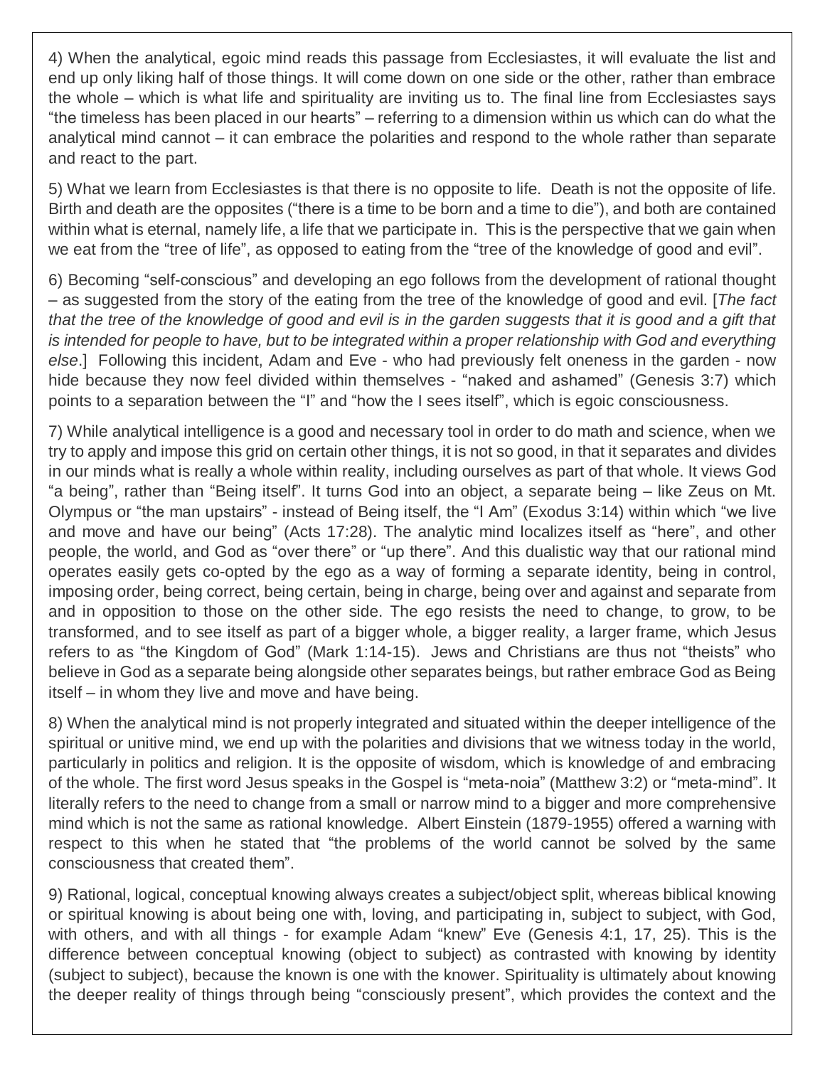4) When the analytical, egoic mind reads this passage from Ecclesiastes, it will evaluate the list and end up only liking half of those things. It will come down on one side or the other, rather than embrace the whole – which is what life and spirituality are inviting us to. The final line from Ecclesiastes says "the timeless has been placed in our hearts" – referring to a dimension within us which can do what the analytical mind cannot – it can embrace the polarities and respond to the whole rather than separate and react to the part.

5) What we learn from Ecclesiastes is that there is no opposite to life. Death is not the opposite of life. Birth and death are the opposites ("there is a time to be born and a time to die"), and both are contained within what is eternal, namely life, a life that we participate in. This is the perspective that we gain when we eat from the "tree of life", as opposed to eating from the "tree of the knowledge of good and evil".

6) Becoming "self-conscious" and developing an ego follows from the development of rational thought – as suggested from the story of the eating from the tree of the knowledge of good and evil. [*The fact that the tree of the knowledge of good and evil is in the garden suggests that it is good and a gift that is intended for people to have, but to be integrated within a proper relationship with God and everything else*.] Following this incident, Adam and Eve - who had previously felt oneness in the garden - now hide because they now feel divided within themselves - "naked and ashamed" (Genesis 3:7) which points to a separation between the "I" and "how the I sees itself", which is egoic consciousness.

7) While analytical intelligence is a good and necessary tool in order to do math and science, when we try to apply and impose this grid on certain other things, it is not so good, in that it separates and divides in our minds what is really a whole within reality, including ourselves as part of that whole. It views God "a being", rather than "Being itself". It turns God into an object, a separate being – like Zeus on Mt. Olympus or "the man upstairs" - instead of Being itself, the "I Am" (Exodus 3:14) within which "we live and move and have our being" (Acts 17:28). The analytic mind localizes itself as "here", and other people, the world, and God as "over there" or "up there". And this dualistic way that our rational mind operates easily gets co-opted by the ego as a way of forming a separate identity, being in control, imposing order, being correct, being certain, being in charge, being over and against and separate from and in opposition to those on the other side. The ego resists the need to change, to grow, to be transformed, and to see itself as part of a bigger whole, a bigger reality, a larger frame, which Jesus refers to as "the Kingdom of God" (Mark 1:14-15). Jews and Christians are thus not "theists" who believe in God as a separate being alongside other separates beings, but rather embrace God as Being itself – in whom they live and move and have being.

8) When the analytical mind is not properly integrated and situated within the deeper intelligence of the spiritual or unitive mind, we end up with the polarities and divisions that we witness today in the world, particularly in politics and religion. It is the opposite of wisdom, which is knowledge of and embracing of the whole. The first word Jesus speaks in the Gospel is "meta-noia" (Matthew 3:2) or "meta-mind". It literally refers to the need to change from a small or narrow mind to a bigger and more comprehensive mind which is not the same as rational knowledge. Albert Einstein (1879-1955) offered a warning with respect to this when he stated that "the problems of the world cannot be solved by the same consciousness that created them".

9) Rational, logical, conceptual knowing always creates a subject/object split, whereas biblical knowing or spiritual knowing is about being one with, loving, and participating in, subject to subject, with God, with others, and with all things - for example Adam "knew" Eve (Genesis 4:1, 17, 25). This is the difference between conceptual knowing (object to subject) as contrasted with knowing by identity (subject to subject), because the known is one with the knower. Spirituality is ultimately about knowing the deeper reality of things through being "consciously present", which provides the context and the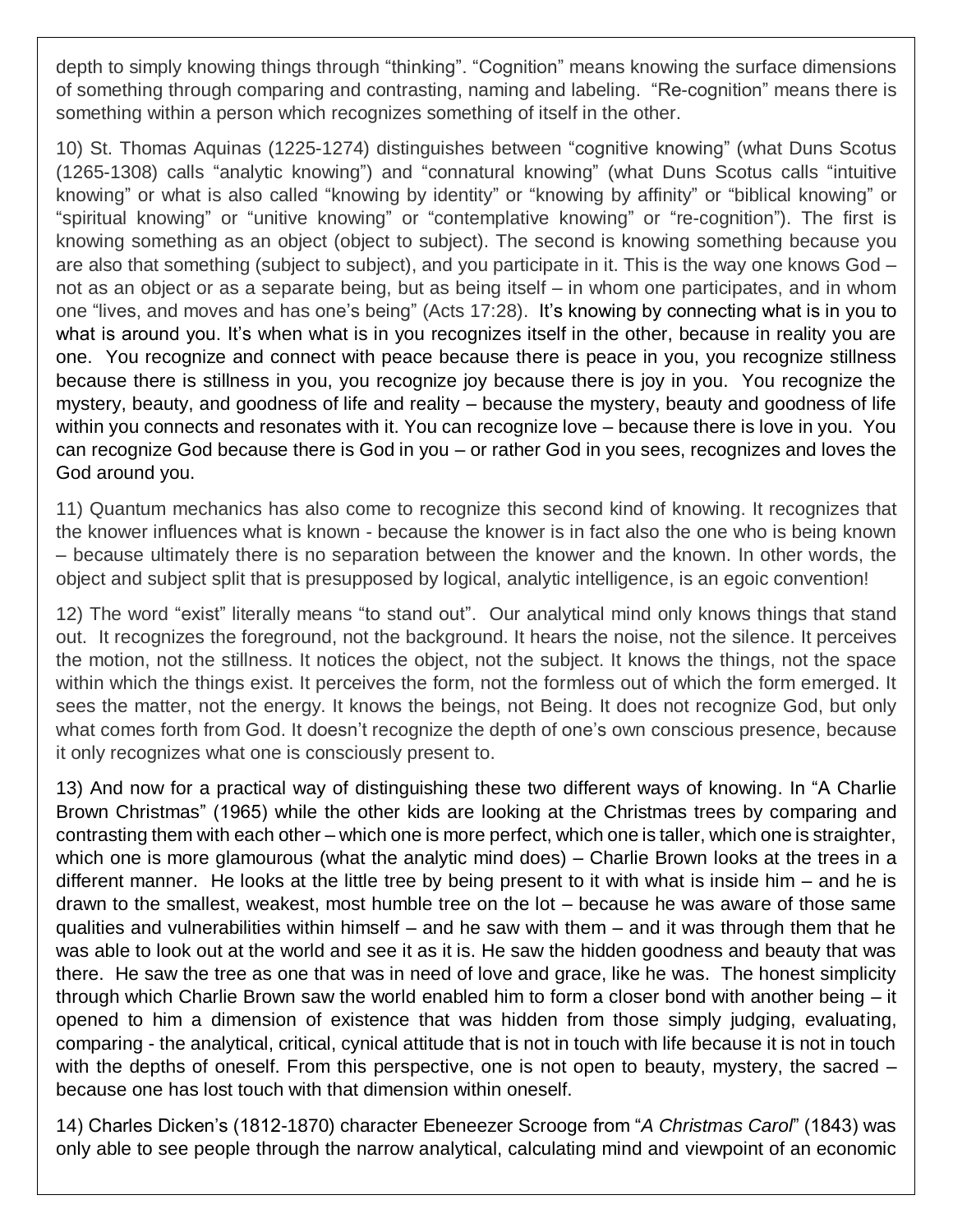depth to simply knowing things through "thinking". "Cognition" means knowing the surface dimensions of something through comparing and contrasting, naming and labeling. "Re-cognition" means there is something within a person which recognizes something of itself in the other.

10) St. Thomas Aquinas (1225-1274) distinguishes between "cognitive knowing" (what Duns Scotus (1265-1308) calls "analytic knowing") and "connatural knowing" (what Duns Scotus calls "intuitive knowing" or what is also called "knowing by identity" or "knowing by affinity" or "biblical knowing" or "spiritual knowing" or "unitive knowing" or "contemplative knowing" or "re-cognition"). The first is knowing something as an object (object to subject). The second is knowing something because you are also that something (subject to subject), and you participate in it. This is the way one knows God – not as an object or as a separate being, but as being itself – in whom one participates, and in whom one "lives, and moves and has one's being" (Acts 17:28). It's knowing by connecting what is in you to what is around you. It's when what is in you recognizes itself in the other, because in reality you are one. You recognize and connect with peace because there is peace in you, you recognize stillness because there is stillness in you, you recognize joy because there is joy in you. You recognize the mystery, beauty, and goodness of life and reality – because the mystery, beauty and goodness of life within you connects and resonates with it. You can recognize love – because there is love in you. You can recognize God because there is God in you – or rather God in you sees, recognizes and loves the God around you.

11) Quantum mechanics has also come to recognize this second kind of knowing. It recognizes that the knower influences what is known - because the knower is in fact also the one who is being known – because ultimately there is no separation between the knower and the known. In other words, the object and subject split that is presupposed by logical, analytic intelligence, is an egoic convention!

12) The word "exist" literally means "to stand out". Our analytical mind only knows things that stand out. It recognizes the foreground, not the background. It hears the noise, not the silence. It perceives the motion, not the stillness. It notices the object, not the subject. It knows the things, not the space within which the things exist. It perceives the form, not the formless out of which the form emerged. It sees the matter, not the energy. It knows the beings, not Being. It does not recognize God, but only what comes forth from God. It doesn't recognize the depth of one's own conscious presence, because it only recognizes what one is consciously present to.

13) And now for a practical way of distinguishing these two different ways of knowing. In "A Charlie Brown Christmas" (1965) while the other kids are looking at the Christmas trees by comparing and contrasting them with each other – which one is more perfect, which one is taller, which one is straighter, which one is more glamourous (what the analytic mind does) – Charlie Brown looks at the trees in a different manner. He looks at the little tree by being present to it with what is inside him – and he is drawn to the smallest, weakest, most humble tree on the lot – because he was aware of those same qualities and vulnerabilities within himself – and he saw with them – and it was through them that he was able to look out at the world and see it as it is. He saw the hidden goodness and beauty that was there. He saw the tree as one that was in need of love and grace, like he was. The honest simplicity through which Charlie Brown saw the world enabled him to form a closer bond with another being – it opened to him a dimension of existence that was hidden from those simply judging, evaluating, comparing - the analytical, critical, cynical attitude that is not in touch with life because it is not in touch with the depths of oneself. From this perspective, one is not open to beauty, mystery, the sacred – because one has lost touch with that dimension within oneself.

14) Charles Dicken's (1812-1870) character Ebeneezer Scrooge from "*A Christmas Carol*" (1843) was only able to see people through the narrow analytical, calculating mind and viewpoint of an economic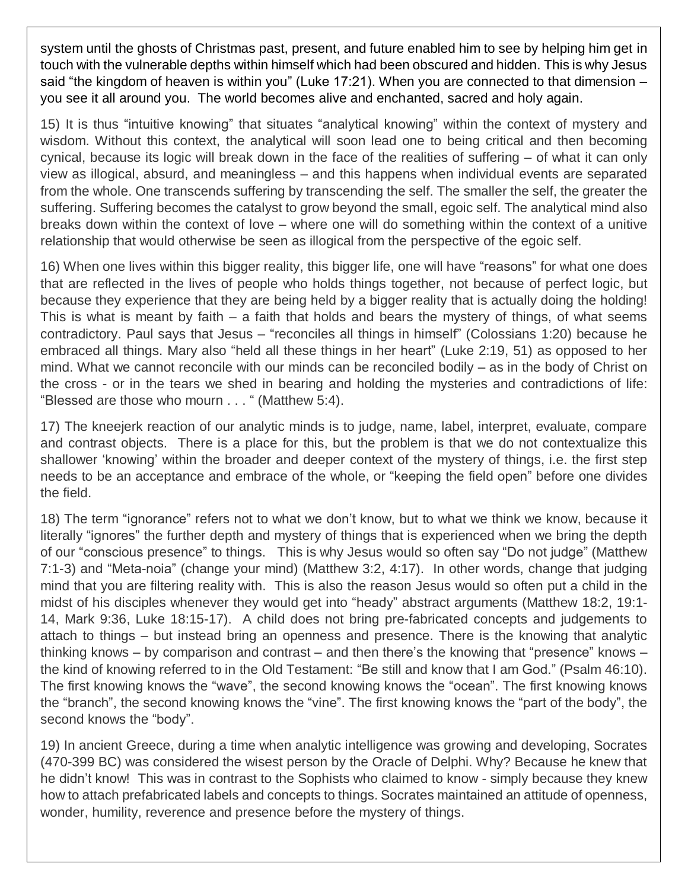system until the ghosts of Christmas past, present, and future enabled him to see by helping him get in touch with the vulnerable depths within himself which had been obscured and hidden. This is why Jesus said "the kingdom of heaven is within you" (Luke 17:21). When you are connected to that dimension – you see it all around you. The world becomes alive and enchanted, sacred and holy again.

15) It is thus "intuitive knowing" that situates "analytical knowing" within the context of mystery and wisdom. Without this context, the analytical will soon lead one to being critical and then becoming cynical, because its logic will break down in the face of the realities of suffering – of what it can only view as illogical, absurd, and meaningless – and this happens when individual events are separated from the whole. One transcends suffering by transcending the self. The smaller the self, the greater the suffering. Suffering becomes the catalyst to grow beyond the small, egoic self. The analytical mind also breaks down within the context of love – where one will do something within the context of a unitive relationship that would otherwise be seen as illogical from the perspective of the egoic self.

16) When one lives within this bigger reality, this bigger life, one will have "reasons" for what one does that are reflected in the lives of people who holds things together, not because of perfect logic, but because they experience that they are being held by a bigger reality that is actually doing the holding! This is what is meant by faith – a faith that holds and bears the mystery of things, of what seems contradictory. Paul says that Jesus – "reconciles all things in himself" (Colossians 1:20) because he embraced all things. Mary also "held all these things in her heart" (Luke 2:19, 51) as opposed to her mind. What we cannot reconcile with our minds can be reconciled bodily – as in the body of Christ on the cross - or in the tears we shed in bearing and holding the mysteries and contradictions of life: "Blessed are those who mourn . . . " (Matthew 5:4).

17) The kneejerk reaction of our analytic minds is to judge, name, label, interpret, evaluate, compare and contrast objects. There is a place for this, but the problem is that we do not contextualize this shallower 'knowing' within the broader and deeper context of the mystery of things, i.e. the first step needs to be an acceptance and embrace of the whole, or "keeping the field open" before one divides the field.

18) The term "ignorance" refers not to what we don't know, but to what we think we know, because it literally "ignores" the further depth and mystery of things that is experienced when we bring the depth of our "conscious presence" to things. This is why Jesus would so often say "Do not judge" (Matthew 7:1-3) and "Meta-noia" (change your mind) (Matthew 3:2, 4:17). In other words, change that judging mind that you are filtering reality with. This is also the reason Jesus would so often put a child in the midst of his disciples whenever they would get into "heady" abstract arguments (Matthew 18:2, 19:1-14, Mark 9:36, Luke 18:15-17). A child does not bring pre-fabricated concepts and judgements to attach to things – but instead bring an openness and presence. There is the knowing that analytic thinking knows – by comparison and contrast – and then there's the knowing that "presence" knows – the kind of knowing referred to in the Old Testament: "Be still and know that I am God." (Psalm 46:10). The first knowing knows the "wave", the second knowing knows the "ocean". The first knowing knows the "branch", the second knowing knows the "vine". The first knowing knows the "part of the body", the second knows the "body".

19) In ancient Greece, during a time when analytic intelligence was growing and developing, Socrates (470-399 BC) was considered the wisest person by the Oracle of Delphi. Why? Because he knew that he didn't know! This was in contrast to the Sophists who claimed to know - simply because they knew how to attach prefabricated labels and concepts to things. Socrates maintained an attitude of openness, wonder, humility, reverence and presence before the mystery of things.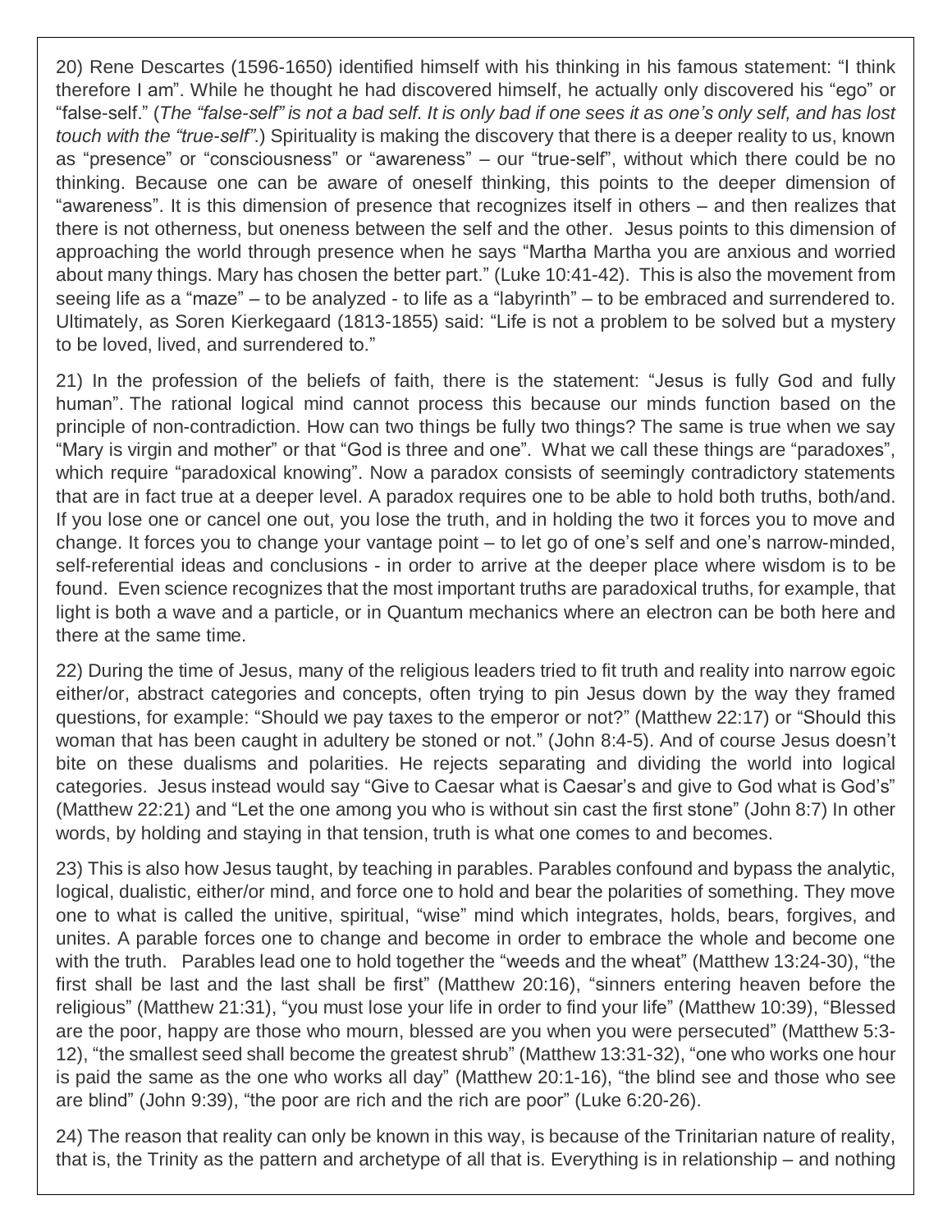20) Rene Descartes (1596-1650) identified himself with his thinking in his famous statement: "I think therefore I am". While he thought he had discovered himself, he actually only discovered his "ego" or "false-self." (*The "false-self" is not a bad self. It is only bad if one sees it as one's only self, and has lost touch with the "true-self".*) Spirituality is making the discovery that there is a deeper reality to us, known as "presence" or "consciousness" or "awareness" – our "true-self", without which there could be no thinking. Because one can be aware of oneself thinking, this points to the deeper dimension of "awareness". It is this dimension of presence that recognizes itself in others – and then realizes that there is not otherness, but oneness between the self and the other. Jesus points to this dimension of approaching the world through presence when he says "Martha Martha you are anxious and worried about many things. Mary has chosen the better part." (Luke 10:41-42). This is also the movement from seeing life as a "maze" – to be analyzed - to life as a "labyrinth" – to be embraced and surrendered to. Ultimately, as Soren Kierkegaard (1813-1855) said: "Life is not a problem to be solved but a mystery to be loved, lived, and surrendered to."

21) In the profession of the beliefs of faith, there is the statement: "Jesus is fully God and fully human". The rational logical mind cannot process this because our minds function based on the principle of non-contradiction. How can two things be fully two things? The same is true when we say "Mary is virgin and mother" or that "God is three and one". What we call these things are "paradoxes", which require "paradoxical knowing". Now a paradox consists of seemingly contradictory statements that are in fact true at a deeper level. A paradox requires one to be able to hold both truths, both/and. If you lose one or cancel one out, you lose the truth, and in holding the two it forces you to move and change. It forces you to change your vantage point – to let go of one's self and one's narrow-minded, self-referential ideas and conclusions - in order to arrive at the deeper place where wisdom is to be found. Even science recognizes that the most important truths are paradoxical truths, for example, that light is both a wave and a particle, or in Quantum mechanics where an electron can be both here and there at the same time.

22) During the time of Jesus, many of the religious leaders tried to fit truth and reality into narrow egoic either/or, abstract categories and concepts, often trying to pin Jesus down by the way they framed questions, for example: "Should we pay taxes to the emperor or not?" (Matthew 22:17) or "Should this woman that has been caught in adultery be stoned or not." (John 8:4-5). And of course Jesus doesn't bite on these dualisms and polarities. He rejects separating and dividing the world into logical categories. Jesus instead would say "Give to Caesar what is Caesar's and give to God what is God's" (Matthew 22:21) and "Let the one among you who is without sin cast the first stone" (John 8:7) In other words, by holding and staying in that tension, truth is what one comes to and becomes.

23) This is also how Jesus taught, by teaching in parables. Parables confound and bypass the analytic, logical, dualistic, either/or mind, and force one to hold and bear the polarities of something. They move one to what is called the unitive, spiritual, "wise" mind which integrates, holds, bears, forgives, and unites. A parable forces one to change and become in order to embrace the whole and become one with the truth. Parables lead one to hold together the "weeds and the wheat" (Matthew 13:24-30), "the first shall be last and the last shall be first" (Matthew 20:16), "sinners entering heaven before the religious" (Matthew 21:31), "you must lose your life in order to find your life" (Matthew 10:39), "Blessed are the poor, happy are those who mourn, blessed are you when you were persecuted" (Matthew 5:3-12), "the smallest seed shall become the greatest shrub" (Matthew 13:31-32), "one who works one hour is paid the same as the one who works all day" (Matthew 20:1-16), "the blind see and those who see are blind" (John 9:39), "the poor are rich and the rich are poor" (Luke 6:20-26).

24) The reason that reality can only be known in this way, is because of the Trinitarian nature of reality, that is, the Trinity as the pattern and archetype of all that is. Everything is in relationship – and nothing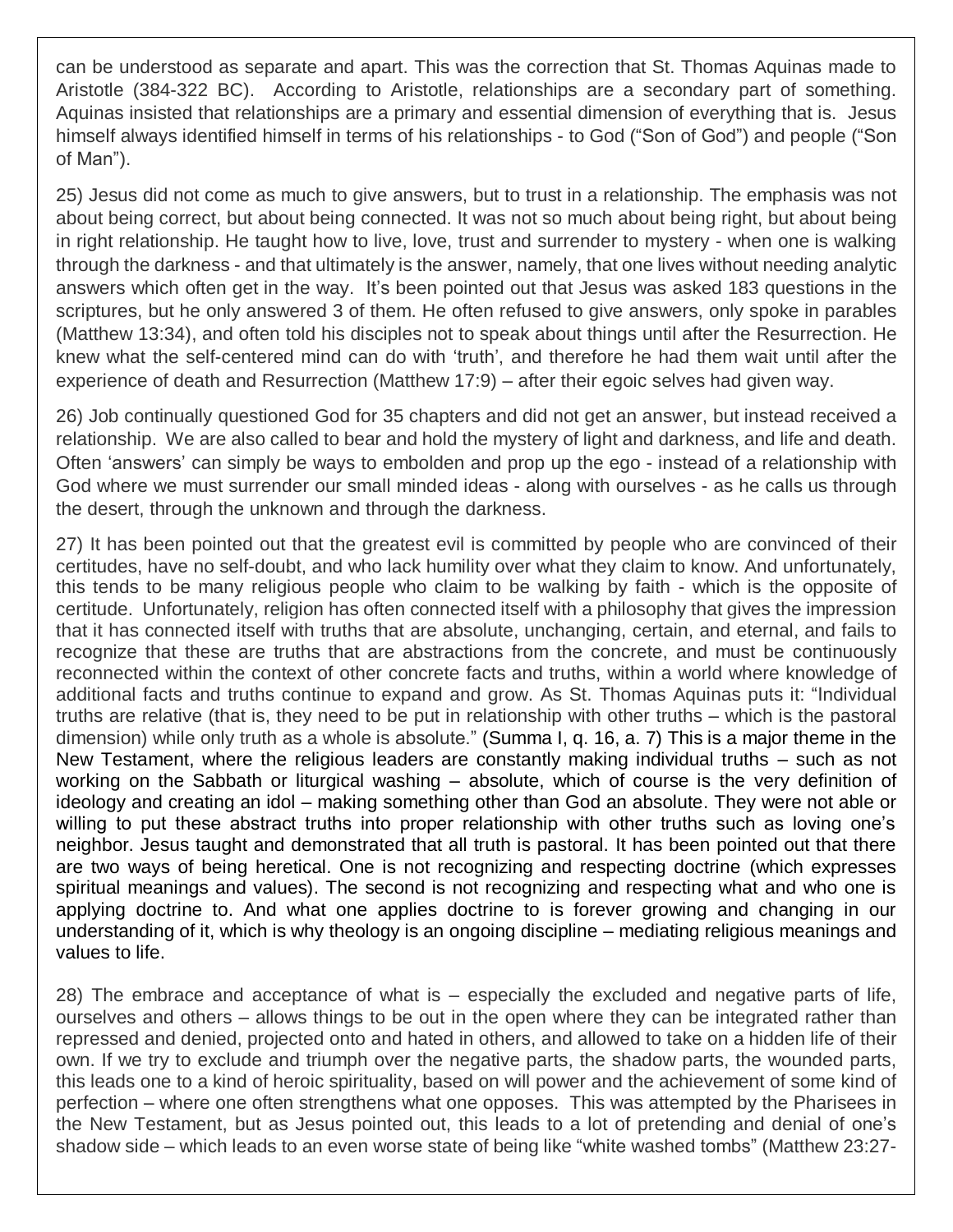can be understood as separate and apart. This was the correction that St. Thomas Aquinas made to Aristotle (384-322 BC). According to Aristotle, relationships are a secondary part of something. Aquinas insisted that relationships are a primary and essential dimension of everything that is. Jesus himself always identified himself in terms of his relationships - to God ("Son of God") and people ("Son of Man").

25) Jesus did not come as much to give answers, but to trust in a relationship. The emphasis was not about being correct, but about being connected. It was not so much about being right, but about being in right relationship. He taught how to live, love, trust and surrender to mystery - when one is walking through the darkness - and that ultimately is the answer, namely, that one lives without needing analytic answers which often get in the way. It's been pointed out that Jesus was asked 183 questions in the scriptures, but he only answered 3 of them. He often refused to give answers, only spoke in parables (Matthew 13:34), and often told his disciples not to speak about things until after the Resurrection. He knew what the self-centered mind can do with 'truth', and therefore he had them wait until after the experience of death and Resurrection (Matthew 17:9) – after their egoic selves had given way.

26) Job continually questioned God for 35 chapters and did not get an answer, but instead received a relationship. We are also called to bear and hold the mystery of light and darkness, and life and death. Often 'answers' can simply be ways to embolden and prop up the ego - instead of a relationship with God where we must surrender our small minded ideas - along with ourselves - as he calls us through the desert, through the unknown and through the darkness.

27) It has been pointed out that the greatest evil is committed by people who are convinced of their certitudes, have no self-doubt, and who lack humility over what they claim to know. And unfortunately, this tends to be many religious people who claim to be walking by faith - which is the opposite of certitude. Unfortunately, religion has often connected itself with a philosophy that gives the impression that it has connected itself with truths that are absolute, unchanging, certain, and eternal, and fails to recognize that these are truths that are abstractions from the concrete, and must be continuously reconnected within the context of other concrete facts and truths, within a world where knowledge of additional facts and truths continue to expand and grow. As St. Thomas Aquinas puts it: "Individual truths are relative (that is, they need to be put in relationship with other truths – which is the pastoral dimension) while only truth as a whole is absolute." (Summa I, q. 16, a. 7) This is a major theme in the New Testament, where the religious leaders are constantly making individual truths – such as not working on the Sabbath or liturgical washing – absolute, which of course is the very definition of ideology and creating an idol – making something other than God an absolute. They were not able or willing to put these abstract truths into proper relationship with other truths such as loving one's neighbor. Jesus taught and demonstrated that all truth is pastoral. It has been pointed out that there are two ways of being heretical. One is not recognizing and respecting doctrine (which expresses spiritual meanings and values). The second is not recognizing and respecting what and who one is applying doctrine to. And what one applies doctrine to is forever growing and changing in our understanding of it, which is why theology is an ongoing discipline – mediating religious meanings and values to life.

28) The embrace and acceptance of what is – especially the excluded and negative parts of life, ourselves and others – allows things to be out in the open where they can be integrated rather than repressed and denied, projected onto and hated in others, and allowed to take on a hidden life of their own. If we try to exclude and triumph over the negative parts, the shadow parts, the wounded parts, this leads one to a kind of heroic spirituality, based on will power and the achievement of some kind of perfection – where one often strengthens what one opposes. This was attempted by the Pharisees in the New Testament, but as Jesus pointed out, this leads to a lot of pretending and denial of one's shadow side – which leads to an even worse state of being like "white washed tombs" (Matthew 23:27-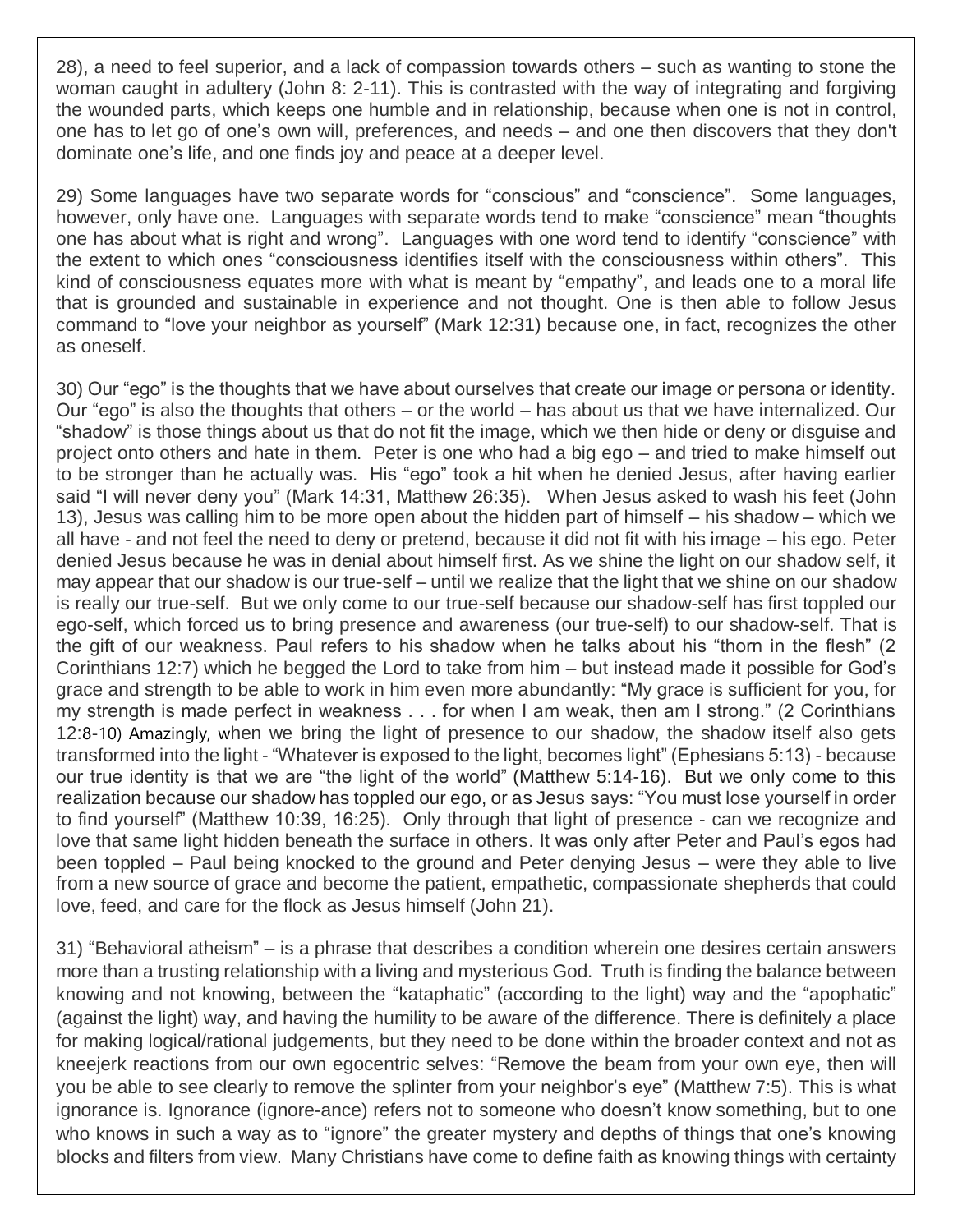28), a need to feel superior, and a lack of compassion towards others – such as wanting to stone the woman caught in adultery (John 8: 2-11). This is contrasted with the way of integrating and forgiving the wounded parts, which keeps one humble and in relationship, because when one is not in control, one has to let go of one's own will, preferences, and needs – and one then discovers that they don't dominate one's life, and one finds joy and peace at a deeper level.

29) Some languages have two separate words for "conscious" and "conscience". Some languages, however, only have one. Languages with separate words tend to make "conscience" mean "thoughts one has about what is right and wrong". Languages with one word tend to identify "conscience" with the extent to which ones "consciousness identifies itself with the consciousness within others". This kind of consciousness equates more with what is meant by "empathy", and leads one to a moral life that is grounded and sustainable in experience and not thought. One is then able to follow Jesus command to "love your neighbor as yourself" (Mark 12:31) because one, in fact, recognizes the other as oneself.

30) Our "ego" is the thoughts that we have about ourselves that create our image or persona or identity. Our "ego" is also the thoughts that others – or the world – has about us that we have internalized. Our "shadow" is those things about us that do not fit the image, which we then hide or deny or disguise and project onto others and hate in them. Peter is one who had a big ego – and tried to make himself out to be stronger than he actually was. His "ego" took a hit when he denied Jesus, after having earlier said "I will never deny you" (Mark 14:31, Matthew 26:35). When Jesus asked to wash his feet (John 13), Jesus was calling him to be more open about the hidden part of himself – his shadow – which we all have - and not feel the need to deny or pretend, because it did not fit with his image – his ego. Peter denied Jesus because he was in denial about himself first. As we shine the light on our shadow self, it may appear that our shadow is our true-self – until we realize that the light that we shine on our shadow is really our true-self. But we only come to our true-self because our shadow-self has first toppled our ego-self, which forced us to bring presence and awareness (our true-self) to our shadow-self. That is the gift of our weakness. Paul refers to his shadow when he talks about his "thorn in the flesh" (2 Corinthians 12:7) which he begged the Lord to take from him – but instead made it possible for God's grace and strength to be able to work in him even more abundantly: "My grace is sufficient for you, for my strength is made perfect in weakness . . . for when I am weak, then am I strong." (2 Corinthians 12:8-10) Amazingly, when we bring the light of presence to our shadow, the shadow itself also gets transformed into the light - "Whatever is exposed to the light, becomes light" (Ephesians 5:13) - because our true identity is that we are "the light of the world" (Matthew 5:14-16). But we only come to this realization because our shadow has toppled our ego, or as Jesus says: "You must lose yourself in order to find yourself" (Matthew 10:39, 16:25). Only through that light of presence - can we recognize and love that same light hidden beneath the surface in others. It was only after Peter and Paul's egos had been toppled – Paul being knocked to the ground and Peter denying Jesus – were they able to live from a new source of grace and become the patient, empathetic, compassionate shepherds that could love, feed, and care for the flock as Jesus himself (John 21).

31) "Behavioral atheism" – is a phrase that describes a condition wherein one desires certain answers more than a trusting relationship with a living and mysterious God. Truth is finding the balance between knowing and not knowing, between the "kataphatic" (according to the light) way and the "apophatic" (against the light) way, and having the humility to be aware of the difference. There is definitely a place for making logical/rational judgements, but they need to be done within the broader context and not as kneejerk reactions from our own egocentric selves: "Remove the beam from your own eye, then will you be able to see clearly to remove the splinter from your neighbor's eye" (Matthew 7:5). This is what ignorance is. Ignorance (ignore-ance) refers not to someone who doesn't know something, but to one who knows in such a way as to "ignore" the greater mystery and depths of things that one's knowing blocks and filters from view. Many Christians have come to define faith as knowing things with certainty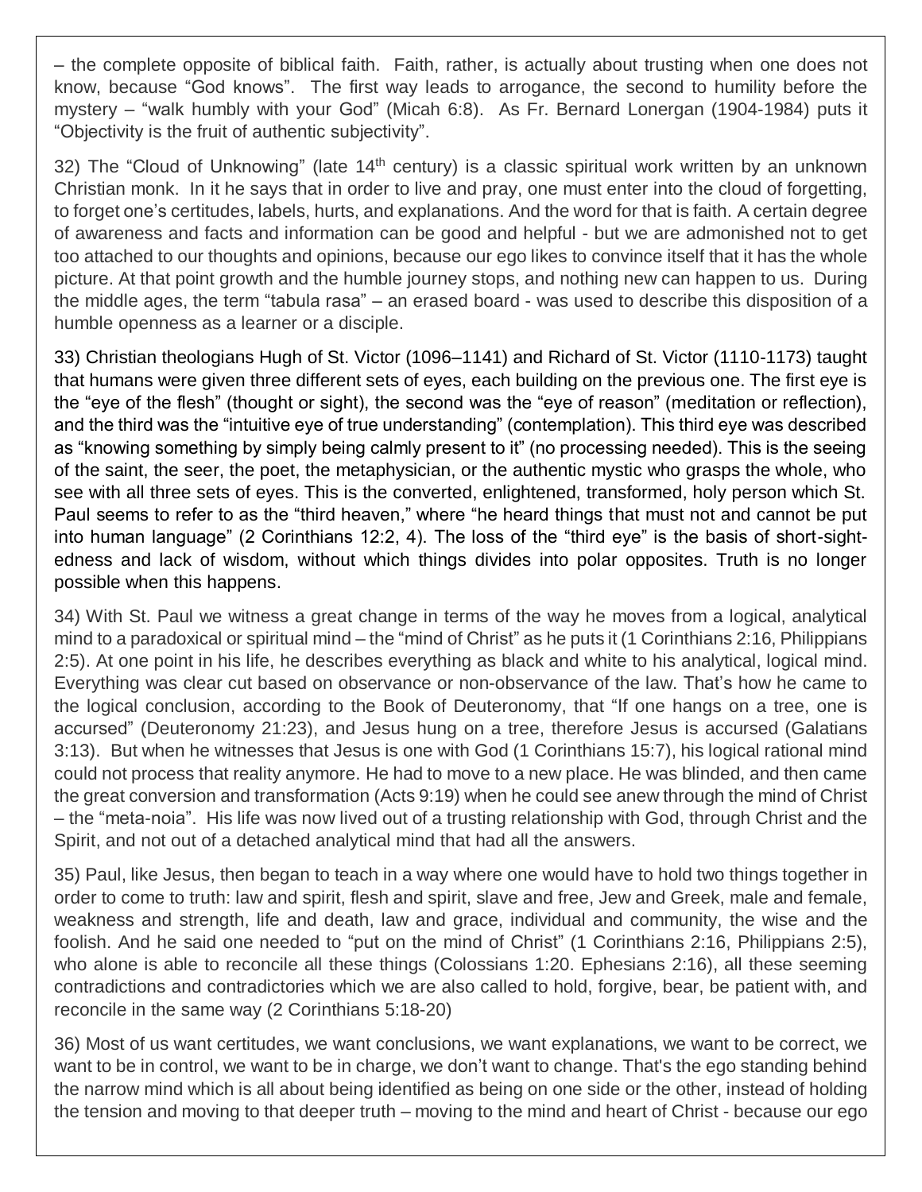– the complete opposite of biblical faith. Faith, rather, is actually about trusting when one does not know, because "God knows". The first way leads to arrogance, the second to humility before the mystery – "walk humbly with your God" (Micah 6:8). As Fr. Bernard Lonergan (1904-1984) puts it "Objectivity is the fruit of authentic subjectivity".

32) The "Cloud of Unknowing" (late 14th century) is a classic spiritual work written by an unknown Christian monk. In it he says that in order to live and pray, one must enter into the cloud of forgetting, to forget one's certitudes, labels, hurts, and explanations. And the word for that is faith. A certain degree of awareness and facts and information can be good and helpful - but we are admonished not to get too attached to our thoughts and opinions, because our ego likes to convince itself that it has the whole picture. At that point growth and the humble journey stops, and nothing new can happen to us. During the middle ages, the term "tabula rasa" – an erased board - was used to describe this disposition of a humble openness as a learner or a disciple.

33) Christian theologians Hugh of St. Victor (1096–1141) and Richard of St. Victor (1110-1173) taught that humans were given three different sets of eyes, each building on the previous one. The first eye is the "eye of the flesh" (thought or sight), the second was the "eye of reason" (meditation or reflection), and the third was the "intuitive eye of true understanding" (contemplation). This third eye was described as "knowing something by simply being calmly present to it" (no processing needed). This is the seeing of the saint, the seer, the poet, the metaphysician, or the authentic mystic who grasps the whole, who see with all three sets of eyes. This is the converted, enlightened, transformed, holy person which St. Paul seems to refer to as the "third heaven," where "he heard things that must not and cannot be put into human language" (2 Corinthians 12:2, 4). The loss of the "third eye" is the basis of short-sightedness and lack of wisdom, without which things divides into polar opposites. Truth is no longer possible when this happens.

34) With St. Paul we witness a great change in terms of the way he moves from a logical, analytical mind to a paradoxical or spiritual mind – the "mind of Christ" as he puts it (1 Corinthians 2:16, Philippians 2:5). At one point in his life, he describes everything as black and white to his analytical, logical mind. Everything was clear cut based on observance or non-observance of the law. That's how he came to the logical conclusion, according to the Book of Deuteronomy, that "If one hangs on a tree, one is accursed" (Deuteronomy 21:23), and Jesus hung on a tree, therefore Jesus is accursed (Galatians 3:13). But when he witnesses that Jesus is one with God (1 Corinthians 15:7), his logical rational mind could not process that reality anymore. He had to move to a new place. He was blinded, and then came the great conversion and transformation (Acts 9:19) when he could see anew through the mind of Christ – the "meta-noia". His life was now lived out of a trusting relationship with God, through Christ and the Spirit, and not out of a detached analytical mind that had all the answers.

35) Paul, like Jesus, then began to teach in a way where one would have to hold two things together in order to come to truth: law and spirit, flesh and spirit, slave and free, Jew and Greek, male and female, weakness and strength, life and death, law and grace, individual and community, the wise and the foolish. And he said one needed to "put on the mind of Christ" (1 Corinthians 2:16, Philippians 2:5), who alone is able to reconcile all these things (Colossians 1:20. Ephesians 2:16), all these seeming contradictions and contradictories which we are also called to hold, forgive, bear, be patient with, and reconcile in the same way (2 Corinthians 5:18-20)

36) Most of us want certitudes, we want conclusions, we want explanations, we want to be correct, we want to be in control, we want to be in charge, we don't want to change. That's the ego standing behind the narrow mind which is all about being identified as being on one side or the other, instead of holding the tension and moving to that deeper truth – moving to the mind and heart of Christ - because our ego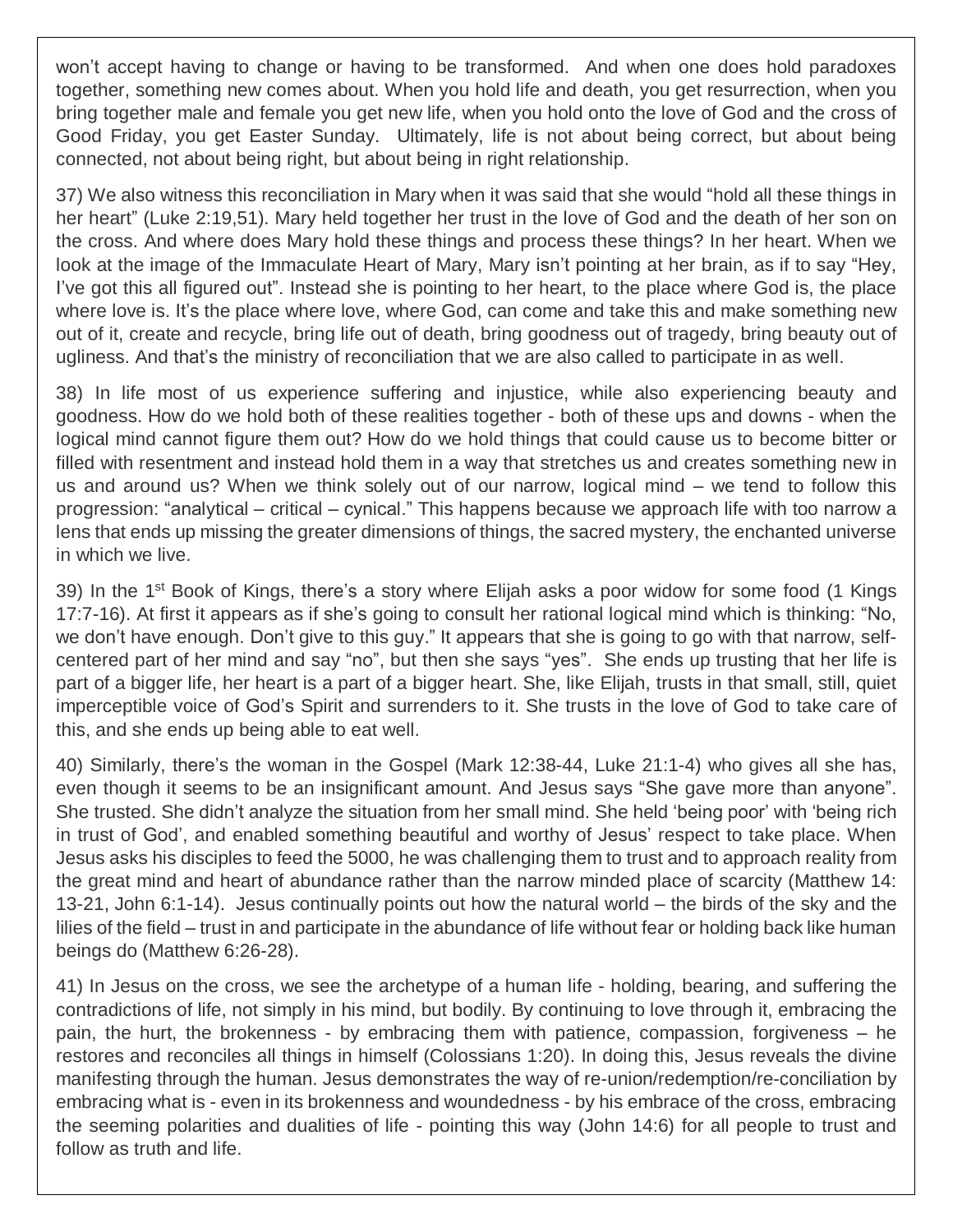won't accept having to change or having to be transformed. And when one does hold paradoxes together, something new comes about. When you hold life and death, you get resurrection, when you bring together male and female you get new life, when you hold onto the love of God and the cross of Good Friday, you get Easter Sunday. Ultimately, life is not about being correct, but about being connected, not about being right, but about being in right relationship.

37) We also witness this reconciliation in Mary when it was said that she would "hold all these things in her heart" (Luke 2:19,51). Mary held together her trust in the love of God and the death of her son on the cross. And where does Mary hold these things and process these things? In her heart. When we look at the image of the Immaculate Heart of Mary, Mary isn't pointing at her brain, as if to say "Hey, I've got this all figured out". Instead she is pointing to her heart, to the place where God is, the place where love is. It's the place where love, where God, can come and take this and make something new out of it, create and recycle, bring life out of death, bring goodness out of tragedy, bring beauty out of ugliness. And that's the ministry of reconciliation that we are also called to participate in as well.

38) In life most of us experience suffering and injustice, while also experiencing beauty and goodness. How do we hold both of these realities together - both of these ups and downs - when the logical mind cannot figure them out? How do we hold things that could cause us to become bitter or filled with resentment and instead hold them in a way that stretches us and creates something new in us and around us? When we think solely out of our narrow, logical mind – we tend to follow this progression: "analytical – critical – cynical." This happens because we approach life with too narrow a lens that ends up missing the greater dimensions of things, the sacred mystery, the enchanted universe in which we live.

39) In the 1st Book of Kings, there's a story where Elijah asks a poor widow for some food (1 Kings 17:7-16). At first it appears as if she's going to consult her rational logical mind which is thinking: "No, we don't have enough. Don't give to this guy." It appears that she is going to go with that narrow, self-centered part of her mind and say "no", but then she says "yes". She ends up trusting that her life is part of a bigger life, her heart is a part of a bigger heart. She, like Elijah, trusts in that small, still, quiet imperceptible voice of God's Spirit and surrenders to it. She trusts in the love of God to take care of this, and she ends up being able to eat well.

40) Similarly, there's the woman in the Gospel (Mark 12:38-44, Luke 21:1-4) who gives all she has, even though it seems to be an insignificant amount. And Jesus says "She gave more than anyone". She trusted. She didn't analyze the situation from her small mind. She held 'being poor' with 'being rich in trust of God', and enabled something beautiful and worthy of Jesus' respect to take place. When Jesus asks his disciples to feed the 5000, he was challenging them to trust and to approach reality from the great mind and heart of abundance rather than the narrow minded place of scarcity (Matthew 14: 13-21, John 6:1-14). Jesus continually points out how the natural world – the birds of the sky and the lilies of the field – trust in and participate in the abundance of life without fear or holding back like human beings do (Matthew 6:26-28).

41) In Jesus on the cross, we see the archetype of a human life - holding, bearing, and suffering the contradictions of life, not simply in his mind, but bodily. By continuing to love through it, embracing the pain, the hurt, the brokenness - by embracing them with patience, compassion, forgiveness – he restores and reconciles all things in himself (Colossians 1:20). In doing this, Jesus reveals the divine manifesting through the human. Jesus demonstrates the way of re-union/redemption/re-conciliation by embracing what is - even in its brokenness and woundedness - by his embrace of the cross, embracing the seeming polarities and dualities of life - pointing this way (John 14:6) for all people to trust and follow as truth and life.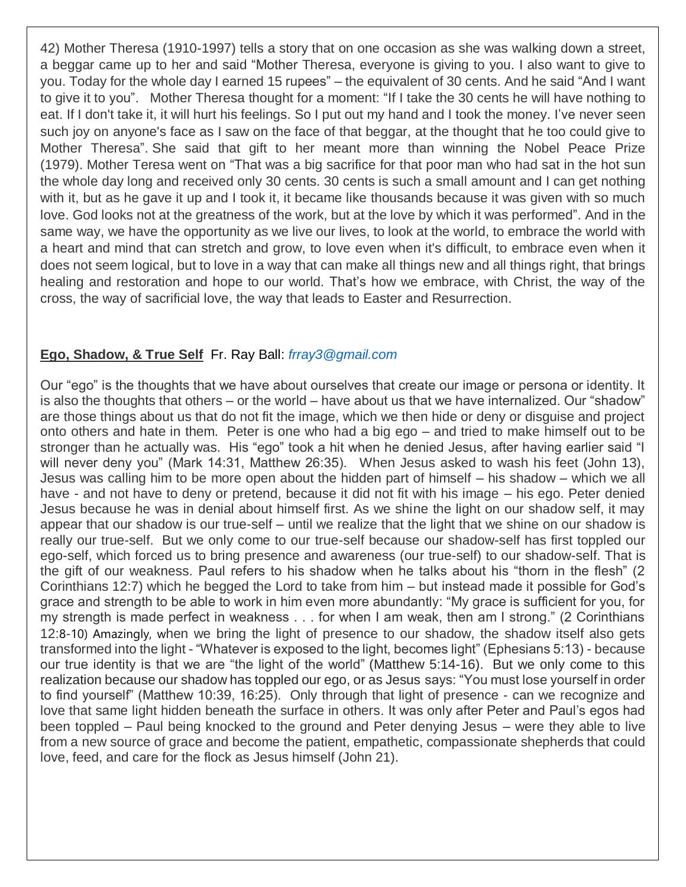42) Mother Theresa (1910-1997) tells a story that on one occasion as she was walking down a street, a beggar came up to her and said "Mother Theresa, everyone is giving to you. I also want to give to you. Today for the whole day I earned 15 rupees" – the equivalent of 30 cents. And he said "And I want to give it to you". Mother Theresa thought for a moment: "If I take the 30 cents he will have nothing to eat. If I don't take it, it will hurt his feelings. So I put out my hand and I took the money. I've never seen such joy on anyone's face as I saw on the face of that beggar, at the thought that he too could give to Mother Theresa". She said that gift to her meant more than winning the Nobel Peace Prize (1979). Mother Teresa went on "That was a big sacrifice for that poor man who had sat in the hot sun the whole day long and received only 30 cents. 30 cents is such a small amount and I can get nothing with it, but as he gave it up and I took it, it became like thousands because it was given with so much love. God looks not at the greatness of the work, but at the love by which it was performed". And in the same way, we have the opportunity as we live our lives, to look at the world, to embrace the world with a heart and mind that can stretch and grow, to love even when it's difficult, to embrace even when it does not seem logical, but to love in a way that can make all things new and all things right, that brings healing and restoration and hope to our world. That's how we embrace, with Christ, the way of the cross, the way of sacrificial love, the way that leads to Easter and Resurrection.

**Ego, Shadow, & True Self** Fr. Ray Ball: *frray3@gmail.com*

Our "ego" is the thoughts that we have about ourselves that create our image or persona or identity. It is also the thoughts that others – or the world – have about us that we have internalized. Our "shadow" are those things about us that do not fit the image, which we then hide or deny or disguise and project onto others and hate in them. Peter is one who had a big ego – and tried to make himself out to be stronger than he actually was. His "ego" took a hit when he denied Jesus, after having earlier said "I will never deny you" (Mark 14:31, Matthew 26:35). When Jesus asked to wash his feet (John 13), Jesus was calling him to be more open about the hidden part of himself – his shadow – which we all have - and not have to deny or pretend, because it did not fit with his image – his ego. Peter denied Jesus because he was in denial about himself first. As we shine the light on our shadow self, it may appear that our shadow is our true-self – until we realize that the light that we shine on our shadow is really our true-self. But we only come to our true-self because our shadow-self has first toppled our ego-self, which forced us to bring presence and awareness (our true-self) to our shadow-self. That is the gift of our weakness. Paul refers to his shadow when he talks about his "thorn in the flesh" (2 Corinthians 12:7) which he begged the Lord to take from him – but instead made it possible for God's grace and strength to be able to work in him even more abundantly: "My grace is sufficient for you, for my strength is made perfect in weakness . . . for when I am weak, then am I strong." (2 Corinthians 12:8-10) Amazingly, when we bring the light of presence to our shadow, the shadow itself also gets transformed into the light - "Whatever is exposed to the light, becomes light" (Ephesians 5:13) - because our true identity is that we are "the light of the world" (Matthew 5:14-16). But we only come to this realization because our shadow has toppled our ego, or as Jesus says: "You must lose yourself in order to find yourself" (Matthew 10:39, 16:25). Only through that light of presence - can we recognize and love that same light hidden beneath the surface in others. It was only after Peter and Paul's egos had been toppled – Paul being knocked to the ground and Peter denying Jesus – were they able to live from a new source of grace and become the patient, empathetic, compassionate shepherds that could love, feed, and care for the flock as Jesus himself (John 21).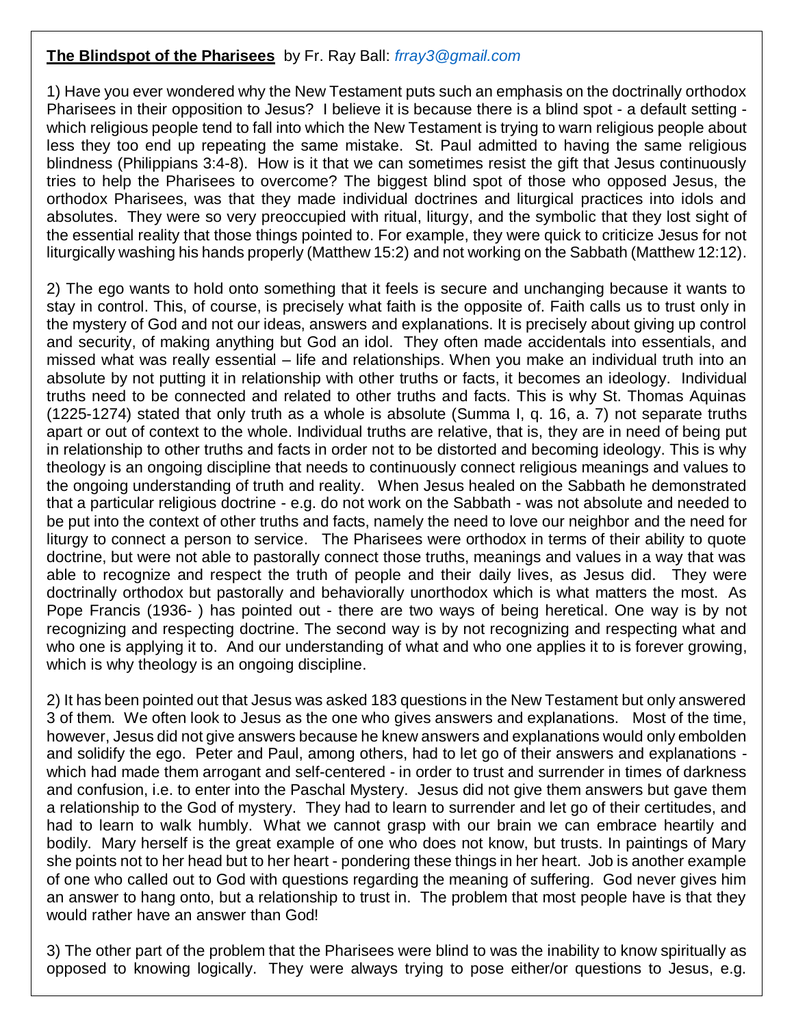**The Blindspot of the Pharisees** by Fr. Ray Ball: *frray3@gmail.com*

1) Have you ever wondered why the New Testament puts such an emphasis on the doctrinally orthodox Pharisees in their opposition to Jesus? I believe it is because there is a blind spot - a default setting - which religious people tend to fall into which the New Testament is trying to warn religious people about less they too end up repeating the same mistake. St. Paul admitted to having the same religious blindness (Philippians 3:4-8). How is it that we can sometimes resist the gift that Jesus continuously tries to help the Pharisees to overcome? The biggest blind spot of those who opposed Jesus, the orthodox Pharisees, was that they made individual doctrines and liturgical practices into idols and absolutes. They were so very preoccupied with ritual, liturgy, and the symbolic that they lost sight of the essential reality that those things pointed to. For example, they were quick to criticize Jesus for not liturgically washing his hands properly (Matthew 15:2) and not working on the Sabbath (Matthew 12:12).

2) The ego wants to hold onto something that it feels is secure and unchanging because it wants to stay in control. This, of course, is precisely what faith is the opposite of. Faith calls us to trust only in the mystery of God and not our ideas, answers and explanations. It is precisely about giving up control and security, of making anything but God an idol. They often made accidentals into essentials, and missed what was really essential – life and relationships. When you make an individual truth into an absolute by not putting it in relationship with other truths or facts, it becomes an ideology. Individual truths need to be connected and related to other truths and facts. This is why St. Thomas Aquinas (1225-1274) stated that only truth as a whole is absolute (Summa I, q. 16, a. 7) not separate truths apart or out of context to the whole. Individual truths are relative, that is, they are in need of being put in relationship to other truths and facts in order not to be distorted and becoming ideology. This is why theology is an ongoing discipline that needs to continuously connect religious meanings and values to the ongoing understanding of truth and reality. When Jesus healed on the Sabbath he demonstrated that a particular religious doctrine - e.g. do not work on the Sabbath - was not absolute and needed to be put into the context of other truths and facts, namely the need to love our neighbor and the need for liturgy to connect a person to service. The Pharisees were orthodox in terms of their ability to quote doctrine, but were not able to pastorally connect those truths, meanings and values in a way that was able to recognize and respect the truth of people and their daily lives, as Jesus did. They were doctrinally orthodox but pastorally and behaviorally unorthodox which is what matters the most. As Pope Francis (1936- ) has pointed out - there are two ways of being heretical. One way is by not recognizing and respecting doctrine. The second way is by not recognizing and respecting what and who one is applying it to. And our understanding of what and who one applies it to is forever growing, which is why theology is an ongoing discipline.

2) It has been pointed out that Jesus was asked 183 questions in the New Testament but only answered 3 of them. We often look to Jesus as the one who gives answers and explanations. Most of the time, however, Jesus did not give answers because he knew answers and explanations would only embolden and solidify the ego. Peter and Paul, among others, had to let go of their answers and explanations - which had made them arrogant and self-centered - in order to trust and surrender in times of darkness and confusion, i.e. to enter into the Paschal Mystery. Jesus did not give them answers but gave them a relationship to the God of mystery. They had to learn to surrender and let go of their certitudes, and had to learn to walk humbly. What we cannot grasp with our brain we can embrace heartily and bodily. Mary herself is the great example of one who does not know, but trusts. In paintings of Mary she points not to her head but to her heart - pondering these things in her heart. Job is another example of one who called out to God with questions regarding the meaning of suffering. God never gives him an answer to hang onto, but a relationship to trust in. The problem that most people have is that they would rather have an answer than God!

3) The other part of the problem that the Pharisees were blind to was the inability to know spiritually as opposed to knowing logically. They were always trying to pose either/or questions to Jesus, e.g.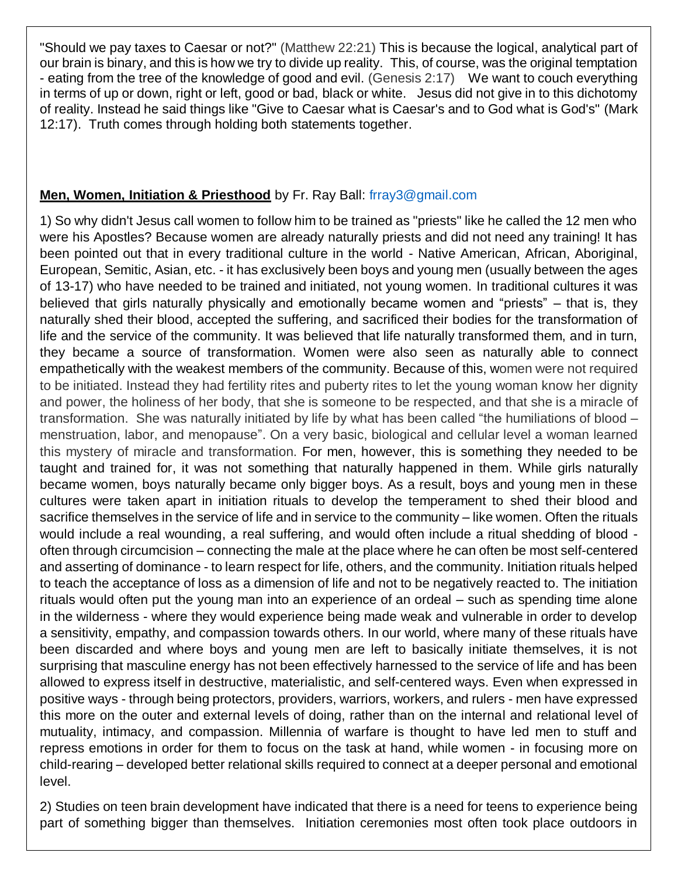"Should we pay taxes to Caesar or not?" (Matthew 22:21) This is because the logical, analytical part of our brain is binary, and this is how we try to divide up reality. This, of course, was the original temptation - eating from the tree of the knowledge of good and evil. (Genesis 2:17) We want to couch everything in terms of up or down, right or left, good or bad, black or white. Jesus did not give in to this dichotomy of reality. Instead he said things like "Give to Caesar what is Caesar's and to God what is God's" (Mark 12:17). Truth comes through holding both statements together.

**Men, Women, Initiation & Priesthood** by Fr. Ray Ball: frray3@gmail.com

1) So why didn't Jesus call women to follow him to be trained as "priests" like he called the 12 men who were his Apostles? Because women are already naturally priests and did not need any training! It has been pointed out that in every traditional culture in the world - Native American, African, Aboriginal, European, Semitic, Asian, etc. - it has exclusively been boys and young men (usually between the ages of 13-17) who have needed to be trained and initiated, not young women. In traditional cultures it was believed that girls naturally physically and emotionally became women and "priests" – that is, they naturally shed their blood, accepted the suffering, and sacrificed their bodies for the transformation of life and the service of the community. It was believed that life naturally transformed them, and in turn, they became a source of transformation. Women were also seen as naturally able to connect empathetically with the weakest members of the community. Because of this, women were not required to be initiated. Instead they had fertility rites and puberty rites to let the young woman know her dignity and power, the holiness of her body, that she is someone to be respected, and that she is a miracle of transformation. She was naturally initiated by life by what has been called "the humiliations of blood – menstruation, labor, and menopause". On a very basic, biological and cellular level a woman learned this mystery of miracle and transformation. For men, however, this is something they needed to be taught and trained for, it was not something that naturally happened in them. While girls naturally became women, boys naturally became only bigger boys. As a result, boys and young men in these cultures were taken apart in initiation rituals to develop the temperament to shed their blood and sacrifice themselves in the service of life and in service to the community – like women. Often the rituals would include a real wounding, a real suffering, and would often include a ritual shedding of blood - often through circumcision – connecting the male at the place where he can often be most self-centered and asserting of dominance - to learn respect for life, others, and the community. Initiation rituals helped to teach the acceptance of loss as a dimension of life and not to be negatively reacted to. The initiation rituals would often put the young man into an experience of an ordeal – such as spending time alone in the wilderness - where they would experience being made weak and vulnerable in order to develop a sensitivity, empathy, and compassion towards others. In our world, where many of these rituals have been discarded and where boys and young men are left to basically initiate themselves, it is not surprising that masculine energy has not been effectively harnessed to the service of life and has been allowed to express itself in destructive, materialistic, and self-centered ways. Even when expressed in positive ways - through being protectors, providers, warriors, workers, and rulers - men have expressed this more on the outer and external levels of doing, rather than on the internal and relational level of mutuality, intimacy, and compassion. Millennia of warfare is thought to have led men to stuff and repress emotions in order for them to focus on the task at hand, while women - in focusing more on child-rearing – developed better relational skills required to connect at a deeper personal and emotional level.

2) Studies on teen brain development have indicated that there is a need for teens to experience being part of something bigger than themselves. Initiation ceremonies most often took place outdoors in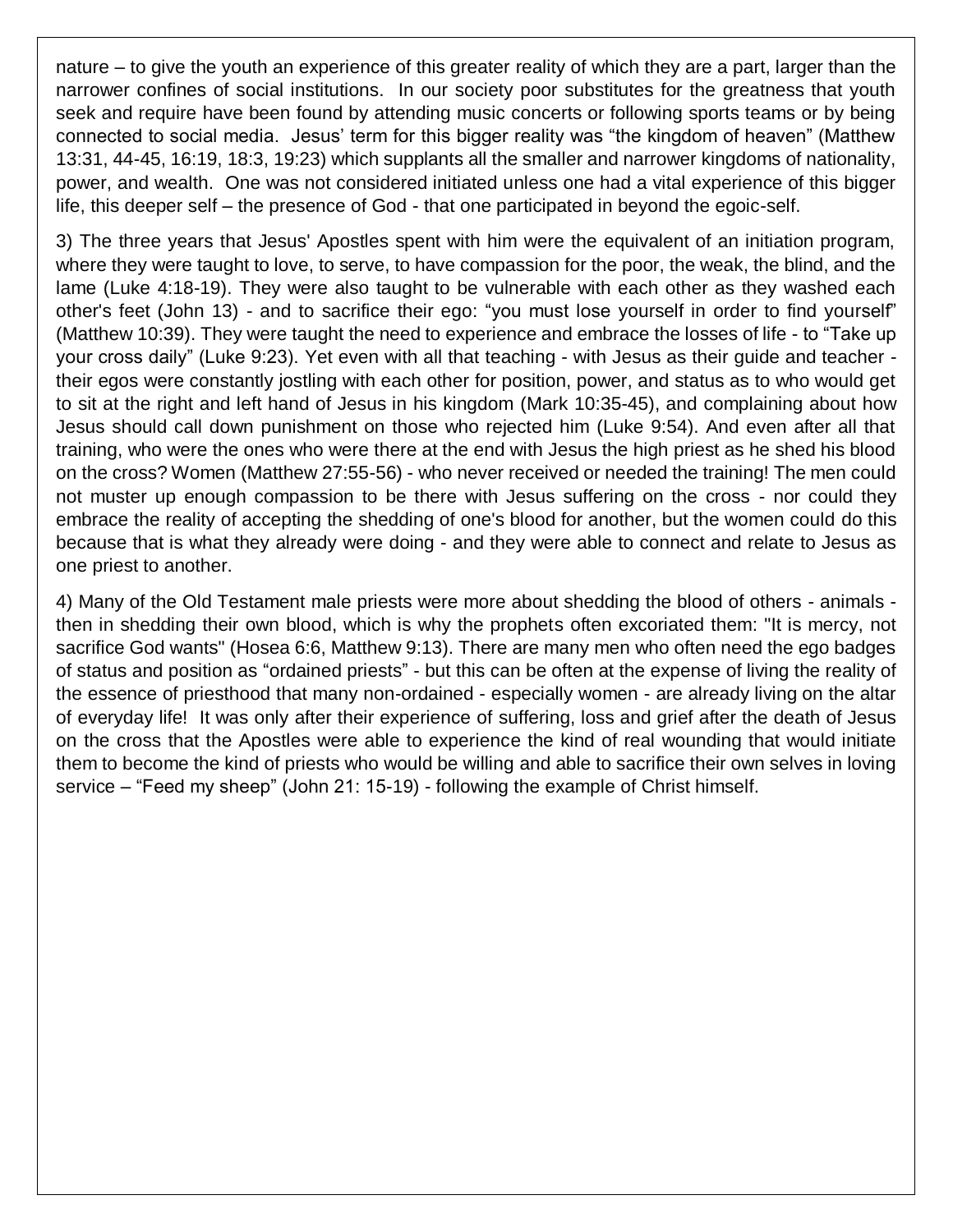nature – to give the youth an experience of this greater reality of which they are a part, larger than the narrower confines of social institutions. In our society poor substitutes for the greatness that youth seek and require have been found by attending music concerts or following sports teams or by being connected to social media. Jesus' term for this bigger reality was "the kingdom of heaven" (Matthew 13:31, 44-45, 16:19, 18:3, 19:23) which supplants all the smaller and narrower kingdoms of nationality, power, and wealth. One was not considered initiated unless one had a vital experience of this bigger life, this deeper self – the presence of God - that one participated in beyond the egoic-self.

3) The three years that Jesus' Apostles spent with him were the equivalent of an initiation program, where they were taught to love, to serve, to have compassion for the poor, the weak, the blind, and the lame (Luke 4:18-19). They were also taught to be vulnerable with each other as they washed each other's feet (John 13) - and to sacrifice their ego: "you must lose yourself in order to find yourself" (Matthew 10:39). They were taught the need to experience and embrace the losses of life - to "Take up your cross daily" (Luke 9:23). Yet even with all that teaching - with Jesus as their guide and teacher - their egos were constantly jostling with each other for position, power, and status as to who would get to sit at the right and left hand of Jesus in his kingdom (Mark 10:35-45), and complaining about how Jesus should call down punishment on those who rejected him (Luke 9:54). And even after all that training, who were the ones who were there at the end with Jesus the high priest as he shed his blood on the cross? Women (Matthew 27:55-56) - who never received or needed the training! The men could not muster up enough compassion to be there with Jesus suffering on the cross - nor could they embrace the reality of accepting the shedding of one's blood for another, but the women could do this because that is what they already were doing - and they were able to connect and relate to Jesus as one priest to another.

4) Many of the Old Testament male priests were more about shedding the blood of others - animals - then in shedding their own blood, which is why the prophets often excoriated them: "It is mercy, not sacrifice God wants" (Hosea 6:6, Matthew 9:13). There are many men who often need the ego badges of status and position as "ordained priests" - but this can be often at the expense of living the reality of the essence of priesthood that many non-ordained - especially women - are already living on the altar of everyday life! It was only after their experience of suffering, loss and grief after the death of Jesus on the cross that the Apostles were able to experience the kind of real wounding that would initiate them to become the kind of priests who would be willing and able to sacrifice their own selves in loving service – "Feed my sheep" (John 21: 15-19) - following the example of Christ himself.